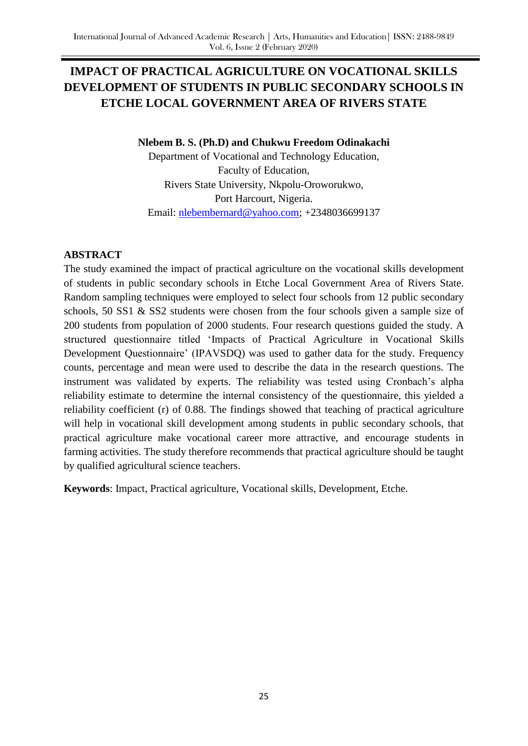# IMPACT OF PRACTICAL AGRICULTURE ON VOCATIONAL SKILLS DEVELOPMENT OF STUDENTS IN PUBLIC SECONDARY SCHOOLS IN ETCHE LOCAL GOVERNMENT AREA OF RIVERS STATE

**Nlebem B. S. (Ph.D) and Chukwu Freedom Odinakachi**

Department of Vocational and Technology Education,
Faculty of Education,
Rivers State University, Nkpolu-Oroworukwo,
Port Harcourt, Nigeria.
Email: nlebembernard@yahoo.com; +2348036699137

## ABSTRACT

The study examined the impact of practical agriculture on the vocational skills development of students in public secondary schools in Etche Local Government Area of Rivers State. Random sampling techniques were employed to select four schools from 12 public secondary schools, 50 SS1 & SS2 students were chosen from the four schools given a sample size of 200 students from population of 2000 students. Four research questions guided the study. A structured questionnaire titled 'Impacts of Practical Agriculture in Vocational Skills Development Questionnaire' (IPAVSDQ) was used to gather data for the study. Frequency counts, percentage and mean were used to describe the data in the research questions. The instrument was validated by experts. The reliability was tested using Cronbach's alpha reliability estimate to determine the internal consistency of the questionnaire, this yielded a reliability coefficient (r) of 0.88. The findings showed that teaching of practical agriculture will help in vocational skill development among students in public secondary schools, that practical agriculture make vocational career more attractive, and encourage students in farming activities. The study therefore recommends that practical agriculture should be taught by qualified agricultural science teachers.

**Keywords**: Impact, Practical agriculture, Vocational skills, Development, Etche.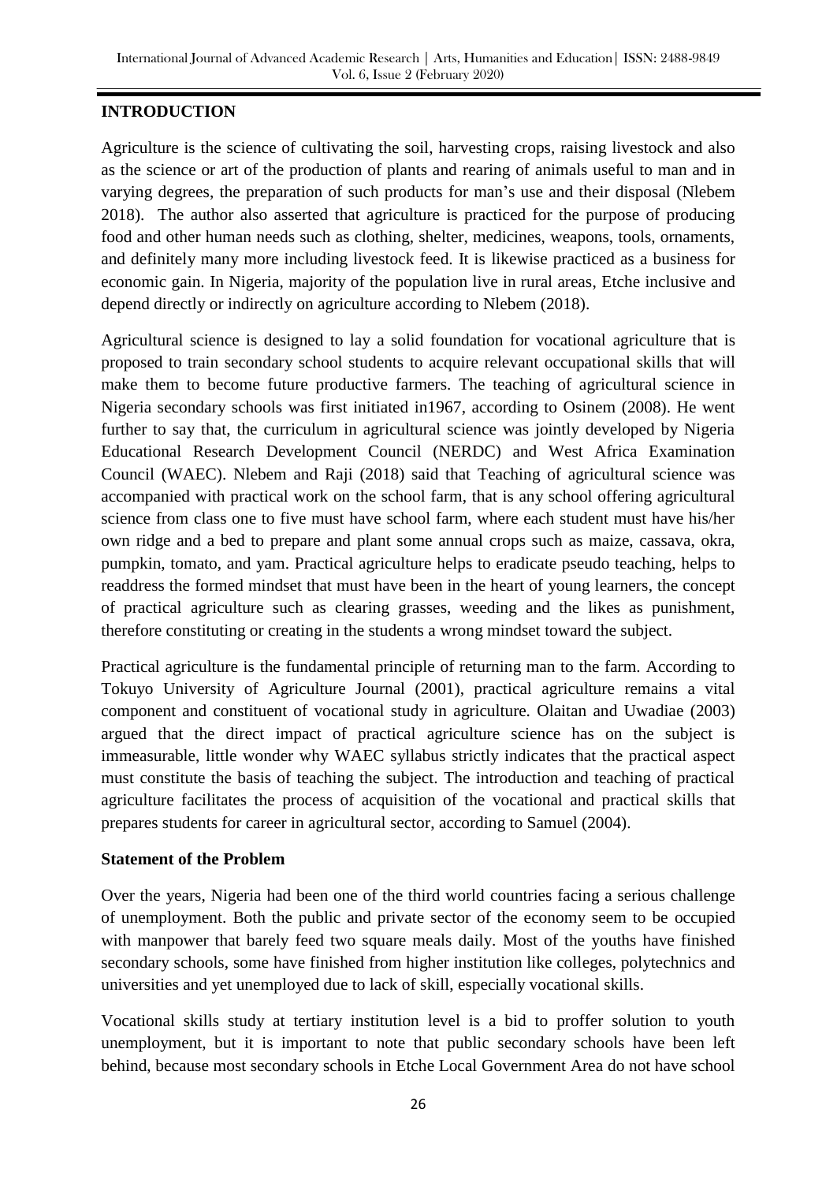## INTRODUCTION

Agriculture is the science of cultivating the soil, harvesting crops, raising livestock and also as the science or art of the production of plants and rearing of animals useful to man and in varying degrees, the preparation of such products for man's use and their disposal (Nlebem 2018). The author also asserted that agriculture is practiced for the purpose of producing food and other human needs such as clothing, shelter, medicines, weapons, tools, ornaments, and definitely many more including livestock feed. It is likewise practiced as a business for economic gain. In Nigeria, majority of the population live in rural areas, Etche inclusive and depend directly or indirectly on agriculture according to Nlebem (2018).

Agricultural science is designed to lay a solid foundation for vocational agriculture that is proposed to train secondary school students to acquire relevant occupational skills that will make them to become future productive farmers. The teaching of agricultural science in Nigeria secondary schools was first initiated in1967, according to Osinem (2008). He went further to say that, the curriculum in agricultural science was jointly developed by Nigeria Educational Research Development Council (NERDC) and West Africa Examination Council (WAEC). Nlebem and Raji (2018) said that Teaching of agricultural science was accompanied with practical work on the school farm, that is any school offering agricultural science from class one to five must have school farm, where each student must have his/her own ridge and a bed to prepare and plant some annual crops such as maize, cassava, okra, pumpkin, tomato, and yam. Practical agriculture helps to eradicate pseudo teaching, helps to readdress the formed mindset that must have been in the heart of young learners, the concept of practical agriculture such as clearing grasses, weeding and the likes as punishment, therefore constituting or creating in the students a wrong mindset toward the subject.

Practical agriculture is the fundamental principle of returning man to the farm. According to Tokuyo University of Agriculture Journal (2001), practical agriculture remains a vital component and constituent of vocational study in agriculture. Olaitan and Uwadiae (2003) argued that the direct impact of practical agriculture science has on the subject is immeasurable, little wonder why WAEC syllabus strictly indicates that the practical aspect must constitute the basis of teaching the subject. The introduction and teaching of practical agriculture facilitates the process of acquisition of the vocational and practical skills that prepares students for career in agricultural sector, according to Samuel (2004).

### Statement of the Problem

Over the years, Nigeria had been one of the third world countries facing a serious challenge of unemployment. Both the public and private sector of the economy seem to be occupied with manpower that barely feed two square meals daily. Most of the youths have finished secondary schools, some have finished from higher institution like colleges, polytechnics and universities and yet unemployed due to lack of skill, especially vocational skills.

Vocational skills study at tertiary institution level is a bid to proffer solution to youth unemployment, but it is important to note that public secondary schools have been left behind, because most secondary schools in Etche Local Government Area do not have school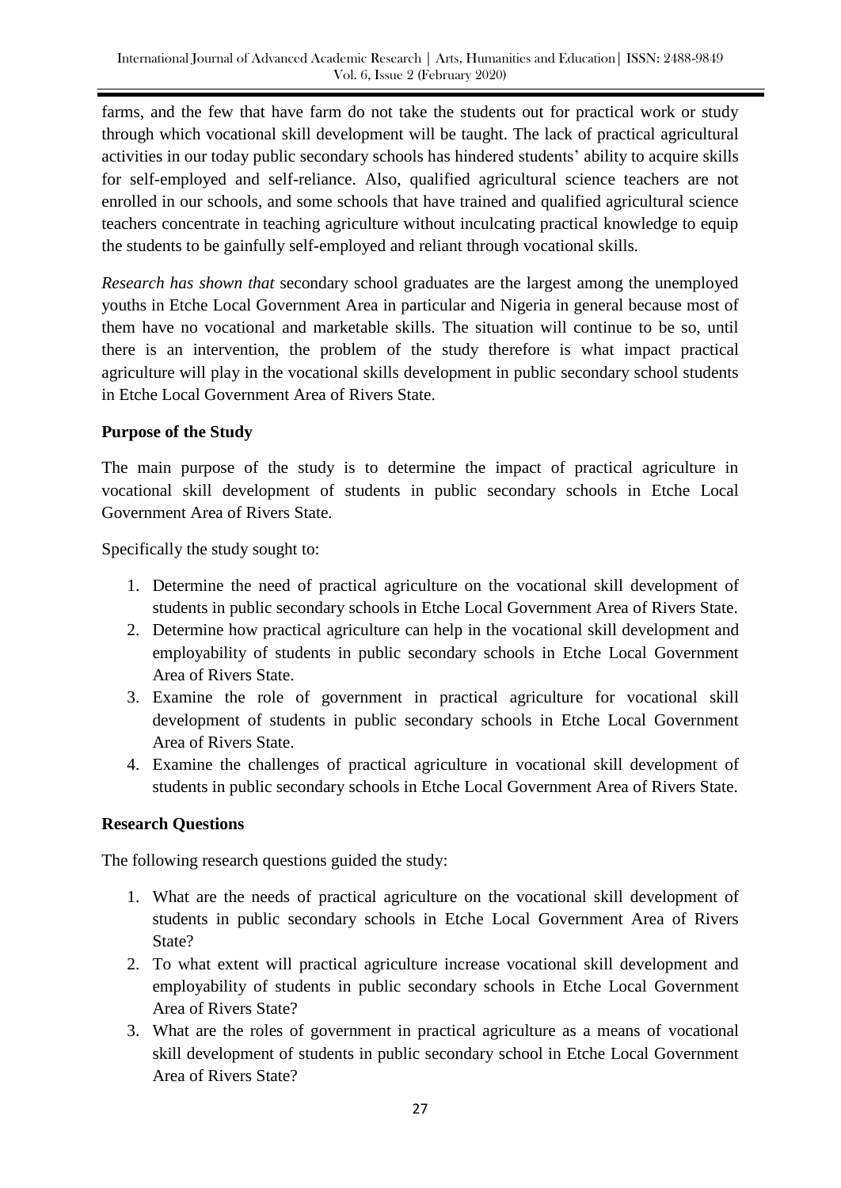farms, and the few that have farm do not take the students out for practical work or study through which vocational skill development will be taught. The lack of practical agricultural activities in our today public secondary schools has hindered students' ability to acquire skills for self-employed and self-reliance. Also, qualified agricultural science teachers are not enrolled in our schools, and some schools that have trained and qualified agricultural science teachers concentrate in teaching agriculture without inculcating practical knowledge to equip the students to be gainfully self-employed and reliant through vocational skills.

*Research has shown that* secondary school graduates are the largest among the unemployed youths in Etche Local Government Area in particular and Nigeria in general because most of them have no vocational and marketable skills. The situation will continue to be so, until there is an intervention, the problem of the study therefore is what impact practical agriculture will play in the vocational skills development in public secondary school students in Etche Local Government Area of Rivers State.

**Purpose of the Study**

The main purpose of the study is to determine the impact of practical agriculture in vocational skill development of students in public secondary schools in Etche Local Government Area of Rivers State.

Specifically the study sought to:

1. Determine the need of practical agriculture on the vocational skill development of students in public secondary schools in Etche Local Government Area of Rivers State.
2. Determine how practical agriculture can help in the vocational skill development and employability of students in public secondary schools in Etche Local Government Area of Rivers State.
3. Examine the role of government in practical agriculture for vocational skill development of students in public secondary schools in Etche Local Government Area of Rivers State.
4. Examine the challenges of practical agriculture in vocational skill development of students in public secondary schools in Etche Local Government Area of Rivers State.

**Research Questions**

The following research questions guided the study:

1. What are the needs of practical agriculture on the vocational skill development of students in public secondary schools in Etche Local Government Area of Rivers State?
2. To what extent will practical agriculture increase vocational skill development and employability of students in public secondary schools in Etche Local Government Area of Rivers State?
3. What are the roles of government in practical agriculture as a means of vocational skill development of students in public secondary school in Etche Local Government Area of Rivers State?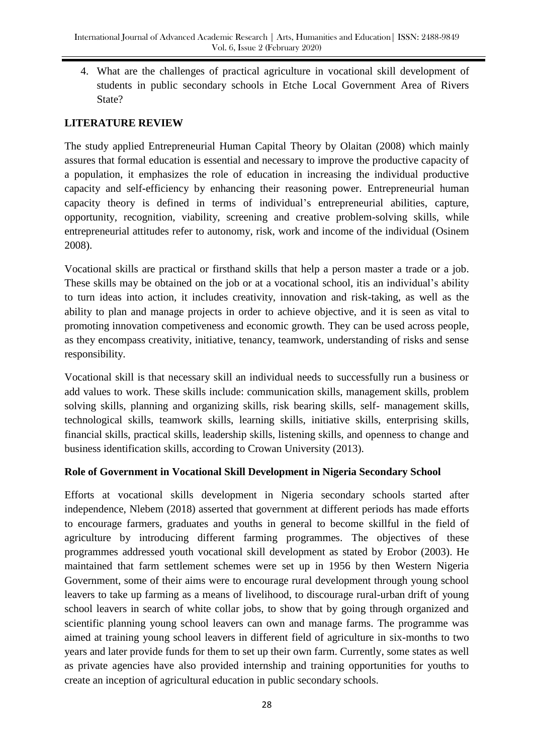4. What are the challenges of practical agriculture in vocational skill development of students in public secondary schools in Etche Local Government Area of Rivers State?

## LITERATURE REVIEW

The study applied Entrepreneurial Human Capital Theory by Olaitan (2008) which mainly assures that formal education is essential and necessary to improve the productive capacity of a population, it emphasizes the role of education in increasing the individual productive capacity and self-efficiency by enhancing their reasoning power. Entrepreneurial human capacity theory is defined in terms of individual's entrepreneurial abilities, capture, opportunity, recognition, viability, screening and creative problem-solving skills, while entrepreneurial attitudes refer to autonomy, risk, work and income of the individual (Osinem 2008).

Vocational skills are practical or firsthand skills that help a person master a trade or a job. These skills may be obtained on the job or at a vocational school, itis an individual's ability to turn ideas into action, it includes creativity, innovation and risk-taking, as well as the ability to plan and manage projects in order to achieve objective, and it is seen as vital to promoting innovation competiveness and economic growth. They can be used across people, as they encompass creativity, initiative, tenancy, teamwork, understanding of risks and sense responsibility.

Vocational skill is that necessary skill an individual needs to successfully run a business or add values to work. These skills include: communication skills, management skills, problem solving skills, planning and organizing skills, risk bearing skills, self- management skills, technological skills, teamwork skills, learning skills, initiative skills, enterprising skills, financial skills, practical skills, leadership skills, listening skills, and openness to change and business identification skills, according to Crowan University (2013).

### Role of Government in Vocational Skill Development in Nigeria Secondary School

Efforts at vocational skills development in Nigeria secondary schools started after independence, Nlebem (2018) asserted that government at different periods has made efforts to encourage farmers, graduates and youths in general to become skillful in the field of agriculture by introducing different farming programmes. The objectives of these programmes addressed youth vocational skill development as stated by Erobor (2003). He maintained that farm settlement schemes were set up in 1956 by then Western Nigeria Government, some of their aims were to encourage rural development through young school leavers to take up farming as a means of livelihood, to discourage rural-urban drift of young school leavers in search of white collar jobs, to show that by going through organized and scientific planning young school leavers can own and manage farms. The programme was aimed at training young school leavers in different field of agriculture in six-months to two years and later provide funds for them to set up their own farm. Currently, some states as well as private agencies have also provided internship and training opportunities for youths to create an inception of agricultural education in public secondary schools.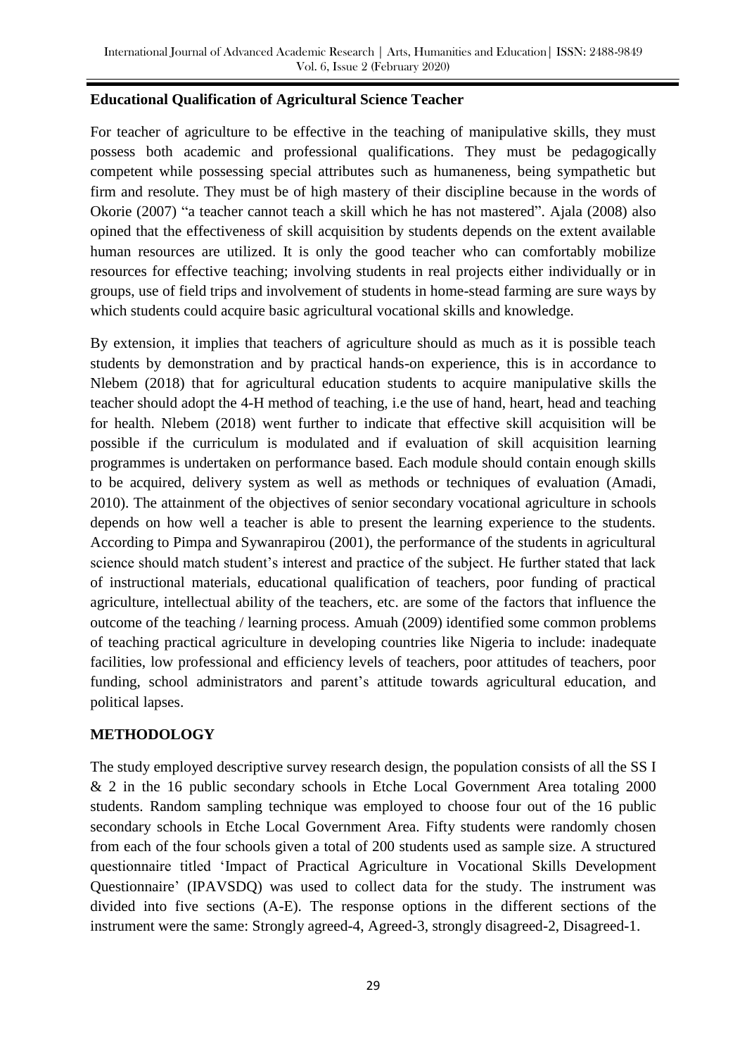**Educational Qualification of Agricultural Science Teacher**

For teacher of agriculture to be effective in the teaching of manipulative skills, they must possess both academic and professional qualifications. They must be pedagogically competent while possessing special attributes such as humaneness, being sympathetic but firm and resolute. They must be of high mastery of their discipline because in the words of Okorie (2007) "a teacher cannot teach a skill which he has not mastered". Ajala (2008) also opined that the effectiveness of skill acquisition by students depends on the extent available human resources are utilized. It is only the good teacher who can comfortably mobilize resources for effective teaching; involving students in real projects either individually or in groups, use of field trips and involvement of students in home-stead farming are sure ways by which students could acquire basic agricultural vocational skills and knowledge.

By extension, it implies that teachers of agriculture should as much as it is possible teach students by demonstration and by practical hands-on experience, this is in accordance to Nlebem (2018) that for agricultural education students to acquire manipulative skills the teacher should adopt the 4-H method of teaching, i.e the use of hand, heart, head and teaching for health. Nlebem (2018) went further to indicate that effective skill acquisition will be possible if the curriculum is modulated and if evaluation of skill acquisition learning programmes is undertaken on performance based. Each module should contain enough skills to be acquired, delivery system as well as methods or techniques of evaluation (Amadi, 2010). The attainment of the objectives of senior secondary vocational agriculture in schools depends on how well a teacher is able to present the learning experience to the students. According to Pimpa and Sywanrapirou (2001), the performance of the students in agricultural science should match student's interest and practice of the subject. He further stated that lack of instructional materials, educational qualification of teachers, poor funding of practical agriculture, intellectual ability of the teachers, etc. are some of the factors that influence the outcome of the teaching / learning process. Amuah (2009) identified some common problems of teaching practical agriculture in developing countries like Nigeria to include: inadequate facilities, low professional and efficiency levels of teachers, poor attitudes of teachers, poor funding, school administrators and parent's attitude towards agricultural education, and political lapses.

## METHODOLOGY

The study employed descriptive survey research design, the population consists of all the SS I & 2 in the 16 public secondary schools in Etche Local Government Area totaling 2000 students. Random sampling technique was employed to choose four out of the 16 public secondary schools in Etche Local Government Area. Fifty students were randomly chosen from each of the four schools given a total of 200 students used as sample size. A structured questionnaire titled 'Impact of Practical Agriculture in Vocational Skills Development Questionnaire' (IPAVSDQ) was used to collect data for the study. The instrument was divided into five sections (A-E). The response options in the different sections of the instrument were the same: Strongly agreed-4, Agreed-3, strongly disagreed-2, Disagreed-1.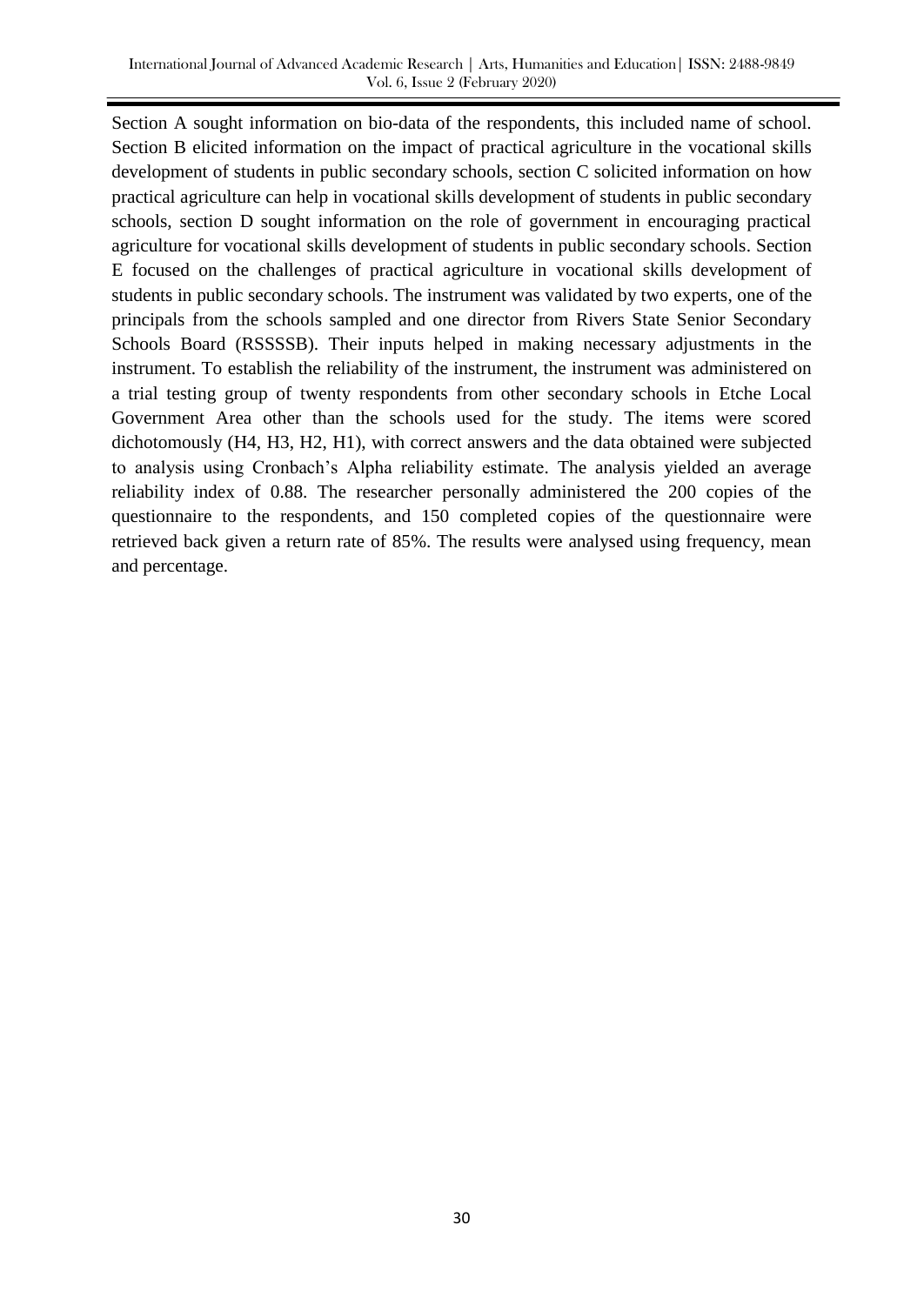Section A sought information on bio-data of the respondents, this included name of school. Section B elicited information on the impact of practical agriculture in the vocational skills development of students in public secondary schools, section C solicited information on how practical agriculture can help in vocational skills development of students in public secondary schools, section D sought information on the role of government in encouraging practical agriculture for vocational skills development of students in public secondary schools. Section E focused on the challenges of practical agriculture in vocational skills development of students in public secondary schools. The instrument was validated by two experts, one of the principals from the schools sampled and one director from Rivers State Senior Secondary Schools Board (RSSSSB). Their inputs helped in making necessary adjustments in the instrument. To establish the reliability of the instrument, the instrument was administered on a trial testing group of twenty respondents from other secondary schools in Etche Local Government Area other than the schools used for the study. The items were scored dichotomously (H4, H3, H2, H1), with correct answers and the data obtained were subjected to analysis using Cronbach's Alpha reliability estimate. The analysis yielded an average reliability index of 0.88. The researcher personally administered the 200 copies of the questionnaire to the respondents, and 150 completed copies of the questionnaire were retrieved back given a return rate of 85%. The results were analysed using frequency, mean and percentage.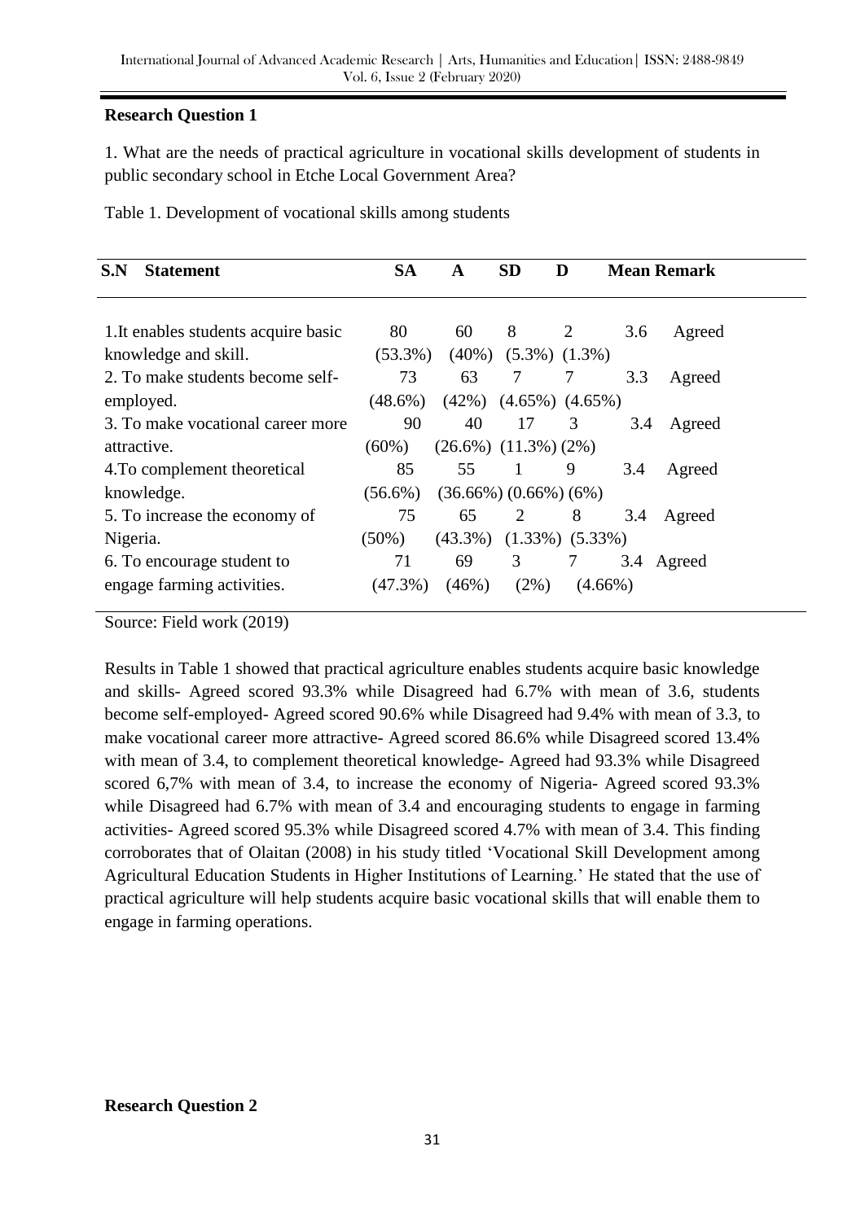**Research Question 1**

1. What are the needs of practical agriculture in vocational skills development of students in public secondary school in Etche Local Government Area?

Table 1. Development of vocational skills among students

| S.N Statement | SA | A | SD | D | Mean | Remark |
|---|---|---|---|---|---|---|
| 1.It enables students acquire basic knowledge and skill. | 80 (53.3%) | 60 (40%) | 8 (5.3%) | 2 (1.3%) | 3.6 | Agreed |
| 2. To make students become self-employed. | 73 (48.6%) | 63 (42%) | 7 (4.65%) | 7 (4.65%) | 3.3 | Agreed |
| 3. To make vocational career more attractive. | 90 (60%) | 40 (26.6%) | 17 (11.3%) | 3 (2%) | 3.4 | Agreed |
| 4.To complement theoretical knowledge. | 85 (56.6%) | 55 (36.66%) | 1 (0.66%) | 9 (6%) | 3.4 | Agreed |
| 5. To increase the economy of Nigeria. | 75 (50%) | 65 (43.3%) | 2 (1.33%) | 8 (5.33%) | 3.4 | Agreed |
| 6. To encourage student to engage farming activities. | 71 (47.3%) | 69 (46%) | 3 (2%) | 7 (4.66%) | 3.4 | Agreed |

Source: Field work (2019)

Results in Table 1 showed that practical agriculture enables students acquire basic knowledge and skills- Agreed scored 93.3% while Disagreed had 6.7% with mean of 3.6, students become self-employed- Agreed scored 90.6% while Disagreed had 9.4% with mean of 3.3, to make vocational career more attractive- Agreed scored 86.6% while Disagreed scored 13.4% with mean of 3.4, to complement theoretical knowledge- Agreed had 93.3% while Disagreed scored 6,7% with mean of 3.4, to increase the economy of Nigeria- Agreed scored 93.3% while Disagreed had 6.7% with mean of 3.4 and encouraging students to engage in farming activities- Agreed scored 95.3% while Disagreed scored 4.7% with mean of 3.4. This finding corroborates that of Olaitan (2008) in his study titled 'Vocational Skill Development among Agricultural Education Students in Higher Institutions of Learning.' He stated that the use of practical agriculture will help students acquire basic vocational skills that will enable them to engage in farming operations.

**Research Question 2**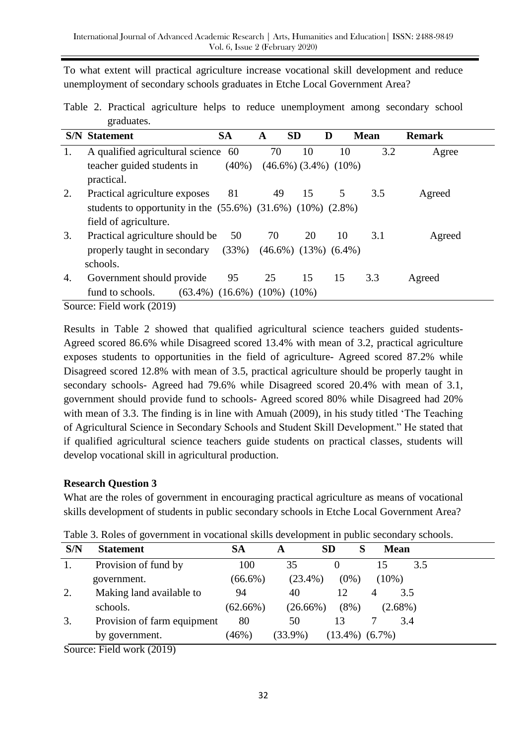To what extent will practical agriculture increase vocational skill development and reduce unemployment of secondary schools graduates in Etche Local Government Area?

Table 2. Practical agriculture helps to reduce unemployment among secondary school graduates.

| S/N | Statement | SA | A | SD | D | Mean | Remark |
|---|---|---|---|---|---|---|---|
| 1. | A qualified agricultural science teacher guided students in practical. | 60 (40%) | 70 (46.6%) | 10 (3.4%) | 10 (10%) | 3.2 | Agree |
| 2. | Practical agriculture exposes students to opportunity in the field of agriculture. | 81 (55.6%) | 49 (31.6%) | 15 (10%) | 5 (2.8%) | 3.5 | Agreed |
| 3. | Practical agriculture should be properly taught in secondary schools. | 50 (33%) | 70 (46.6%) | 20 (13%) | 10 (6.4%) | 3.1 | Agreed |
| 4. | Government should provide fund to schools. | 95 (63.4%) | 25 (16.6%) | 15 (10%) | 15 (10%) | 3.3 | Agreed |

Source: Field work (2019)

Results in Table 2 showed that qualified agricultural science teachers guided students- Agreed scored 86.6% while Disagreed scored 13.4% with mean of 3.2, practical agriculture exposes students to opportunities in the field of agriculture- Agreed scored 87.2% while Disagreed scored 12.8% with mean of 3.5, practical agriculture should be properly taught in secondary schools- Agreed had 79.6% while Disagreed scored 20.4% with mean of 3.1, government should provide fund to schools- Agreed scored 80% while Disagreed had 20% with mean of 3.3. The finding is in line with Amuah (2009), in his study titled 'The Teaching of Agricultural Science in Secondary Schools and Student Skill Development." He stated that if qualified agricultural science teachers guide students on practical classes, students will develop vocational skill in agricultural production.

**Research Question 3**

What are the roles of government in encouraging practical agriculture as means of vocational skills development of students in public secondary schools in Etche Local Government Area?

Table 3. Roles of government in vocational skills development in public secondary schools.

| S/N | Statement | SA | A | SD | S | Mean |
|---|---|---|---|---|---|---|
| 1. | Provision of fund by government. | 100 (66.6%) | 35 (23.4%) | 0 (0%) | 15 (10%) | 3.5 |
| 2. | Making land available to schools. | 94 (62.66%) | 40 (26.66%) | 12 (8%) | 4 (2.68%) | 3.5 |
| 3. | Provision of farm equipment by government. | 80 (46%) | 50 (33.9%) | 13 (13.4%) | 7 (6.7%) | 3.4 |

Source: Field work (2019)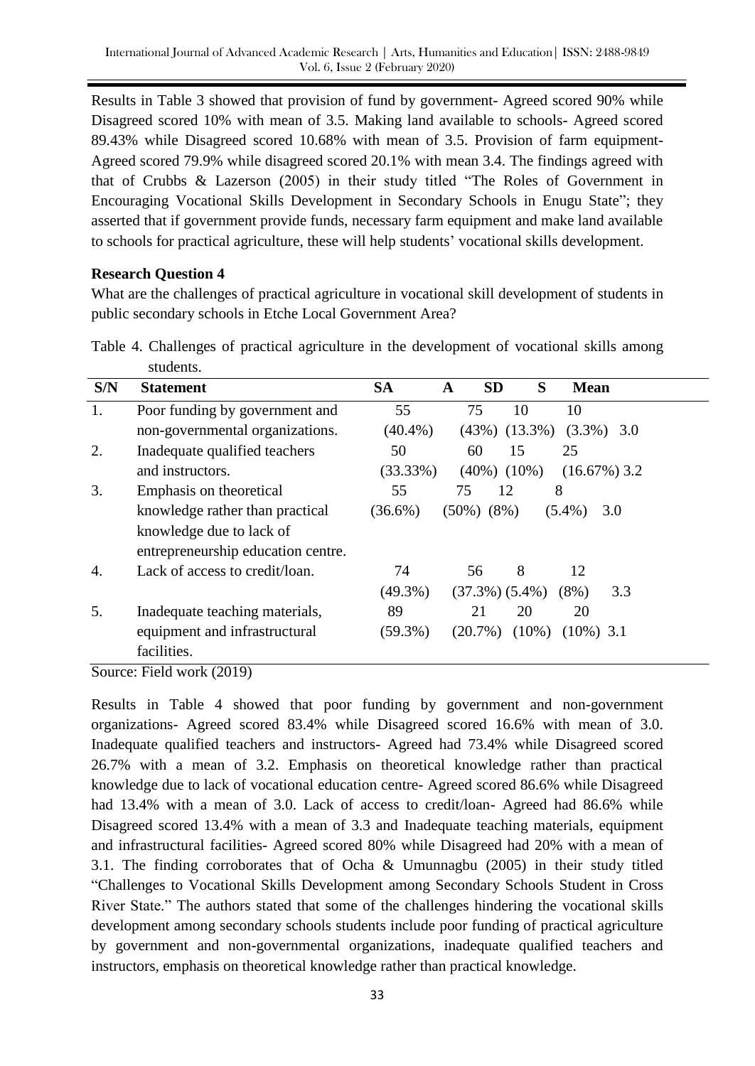Results in Table 3 showed that provision of fund by government- Agreed scored 90% while Disagreed scored 10% with mean of 3.5. Making land available to schools- Agreed scored 89.43% while Disagreed scored 10.68% with mean of 3.5. Provision of farm equipment- Agreed scored 79.9% while disagreed scored 20.1% with mean 3.4. The findings agreed with that of Crubbs & Lazerson (2005) in their study titled "The Roles of Government in Encouraging Vocational Skills Development in Secondary Schools in Enugu State"; they asserted that if government provide funds, necessary farm equipment and make land available to schools for practical agriculture, these will help students' vocational skills development.

**Research Question 4**

What are the challenges of practical agriculture in vocational skill development of students in public secondary schools in Etche Local Government Area?

Table 4. Challenges of practical agriculture in the development of vocational skills among students.

| S/N | Statement | SA | A | SD | S | Mean |
|---|---|---|---|---|---|---|
| 1. | Poor funding by government and non-governmental organizations. | 55 (40.4%) | 75 (43%) | 10 (13.3%) | 10 (3.3%) | 3.0 |
| 2. | Inadequate qualified teachers and instructors. | 50 (33.33%) | 60 (40%) | 15 (10%) | 25 (16.67%) | 3.2 |
| 3. | Emphasis on theoretical knowledge rather than practical knowledge due to lack of entrepreneurship education centre. | 55 (36.6%) | 75 (50%) | 12 (8%) | 8 (5.4%) | 3.0 |
| 4. | Lack of access to credit/loan. | 74 (49.3%) | 56 (37.3%) | 8 (5.4%) | 12 (8%) | 3.3 |
| 5. | Inadequate teaching materials, equipment and infrastructural facilities. | 89 (59.3%) | 21 (20.7%) | 20 (10%) | 20 (10%) | 3.1 |

Source: Field work (2019)

Results in Table 4 showed that poor funding by government and non-government organizations- Agreed scored 83.4% while Disagreed scored 16.6% with mean of 3.0. Inadequate qualified teachers and instructors- Agreed had 73.4% while Disagreed scored 26.7% with a mean of 3.2. Emphasis on theoretical knowledge rather than practical knowledge due to lack of vocational education centre- Agreed scored 86.6% while Disagreed had 13.4% with a mean of 3.0. Lack of access to credit/loan- Agreed had 86.6% while Disagreed scored 13.4% with a mean of 3.3 and Inadequate teaching materials, equipment and infrastructural facilities- Agreed scored 80% while Disagreed had 20% with a mean of 3.1. The finding corroborates that of Ocha & Umunnagbu (2005) in their study titled "Challenges to Vocational Skills Development among Secondary Schools Student in Cross River State." The authors stated that some of the challenges hindering the vocational skills development among secondary schools students include poor funding of practical agriculture by government and non-governmental organizations, inadequate qualified teachers and instructors, emphasis on theoretical knowledge rather than practical knowledge.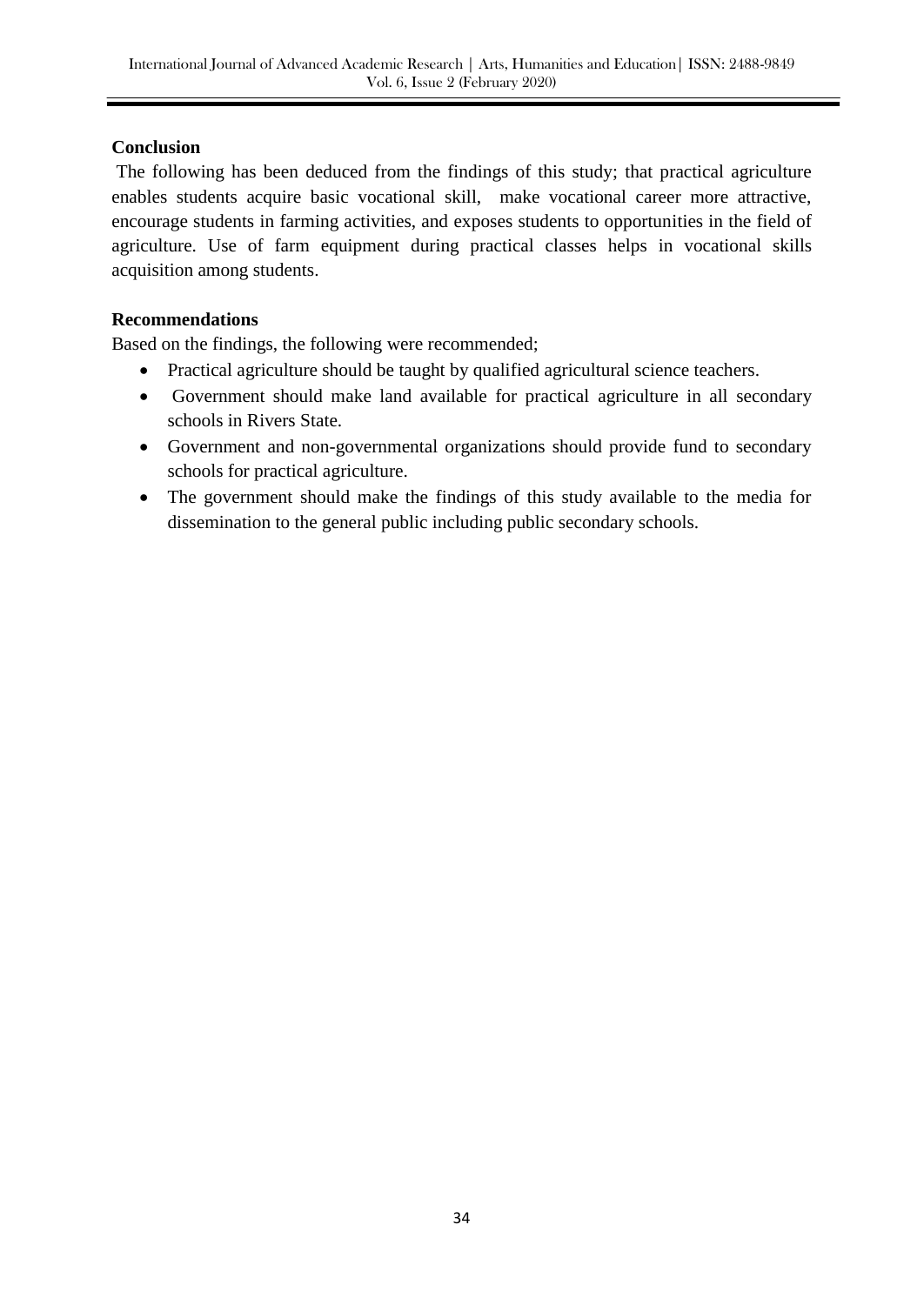## Conclusion

The following has been deduced from the findings of this study; that practical agriculture enables students acquire basic vocational skill, make vocational career more attractive, encourage students in farming activities, and exposes students to opportunities in the field of agriculture. Use of farm equipment during practical classes helps in vocational skills acquisition among students.

## Recommendations

Based on the findings, the following were recommended;

- Practical agriculture should be taught by qualified agricultural science teachers.
- Government should make land available for practical agriculture in all secondary schools in Rivers State.
- Government and non-governmental organizations should provide fund to secondary schools for practical agriculture.
- The government should make the findings of this study available to the media for dissemination to the general public including public secondary schools.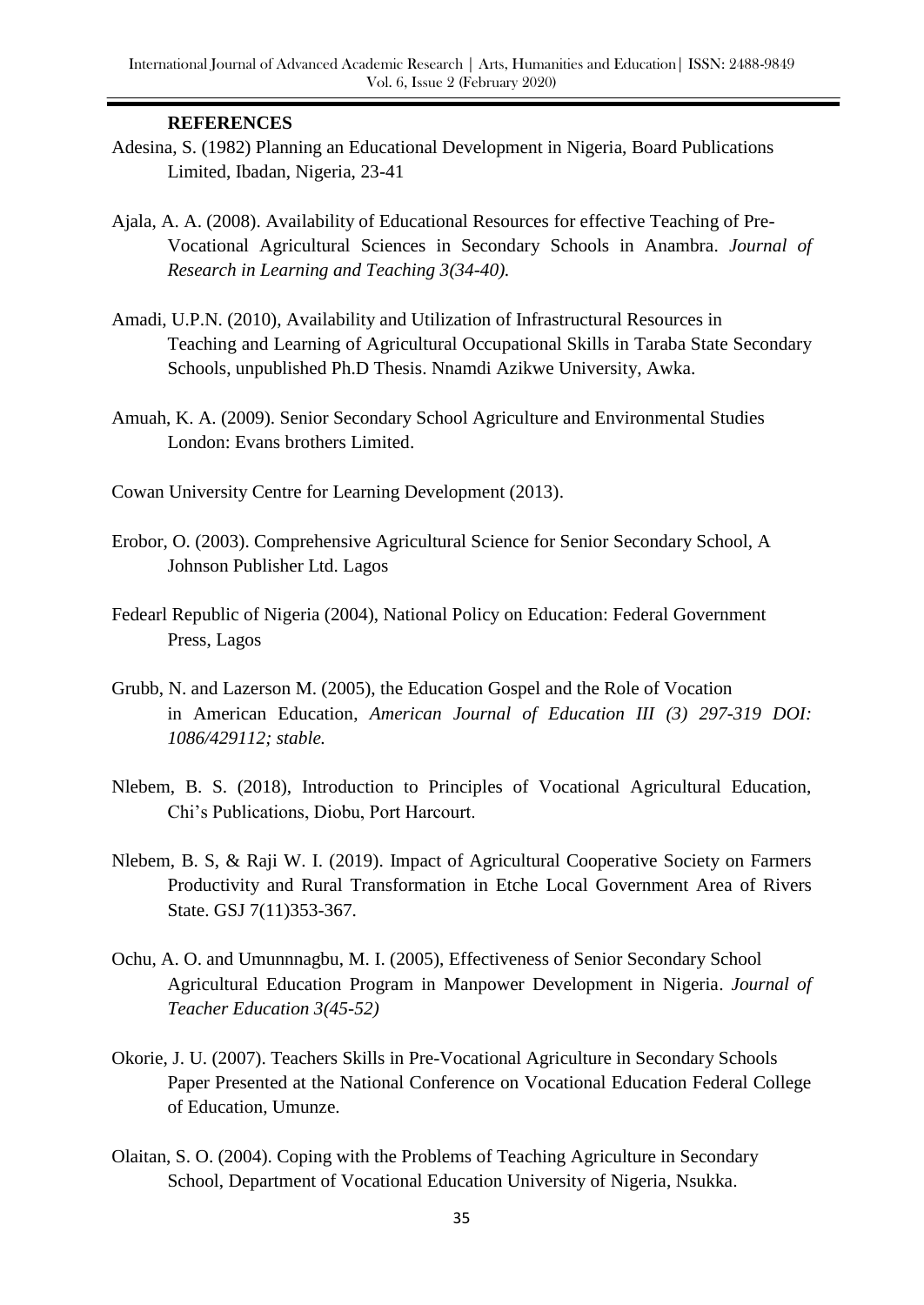## REFERENCES

Adesina, S. (1982) Planning an Educational Development in Nigeria, Board Publications Limited, Ibadan, Nigeria, 23-41

Ajala, A. A. (2008). Availability of Educational Resources for effective Teaching of Pre-Vocational Agricultural Sciences in Secondary Schools in Anambra. *Journal of Research in Learning and Teaching 3(34-40).*

Amadi, U.P.N. (2010), Availability and Utilization of Infrastructural Resources in Teaching and Learning of Agricultural Occupational Skills in Taraba State Secondary Schools, unpublished Ph.D Thesis. Nnamdi Azikwe University, Awka.

Amuah, K. A. (2009). Senior Secondary School Agriculture and Environmental Studies London: Evans brothers Limited.

Cowan University Centre for Learning Development (2013).

Erobor, O. (2003). Comprehensive Agricultural Science for Senior Secondary School, A Johnson Publisher Ltd. Lagos

Fedearl Republic of Nigeria (2004), National Policy on Education: Federal Government Press, Lagos

Grubb, N. and Lazerson M. (2005), the Education Gospel and the Role of Vocation in American Education, *American Journal of Education III (3) 297-319 DOI: 1086/429112; stable.*

Nlebem, B. S. (2018), Introduction to Principles of Vocational Agricultural Education, Chi's Publications, Diobu, Port Harcourt.

Nlebem, B. S, & Raji W. I. (2019). Impact of Agricultural Cooperative Society on Farmers Productivity and Rural Transformation in Etche Local Government Area of Rivers State. GSJ 7(11)353-367.

Ochu, A. O. and Umunnnagbu, M. I. (2005), Effectiveness of Senior Secondary School Agricultural Education Program in Manpower Development in Nigeria. *Journal of Teacher Education 3(45-52)*

Okorie, J. U. (2007). Teachers Skills in Pre-Vocational Agriculture in Secondary Schools Paper Presented at the National Conference on Vocational Education Federal College of Education, Umunze.

Olaitan, S. O. (2004). Coping with the Problems of Teaching Agriculture in Secondary School, Department of Vocational Education University of Nigeria, Nsukka.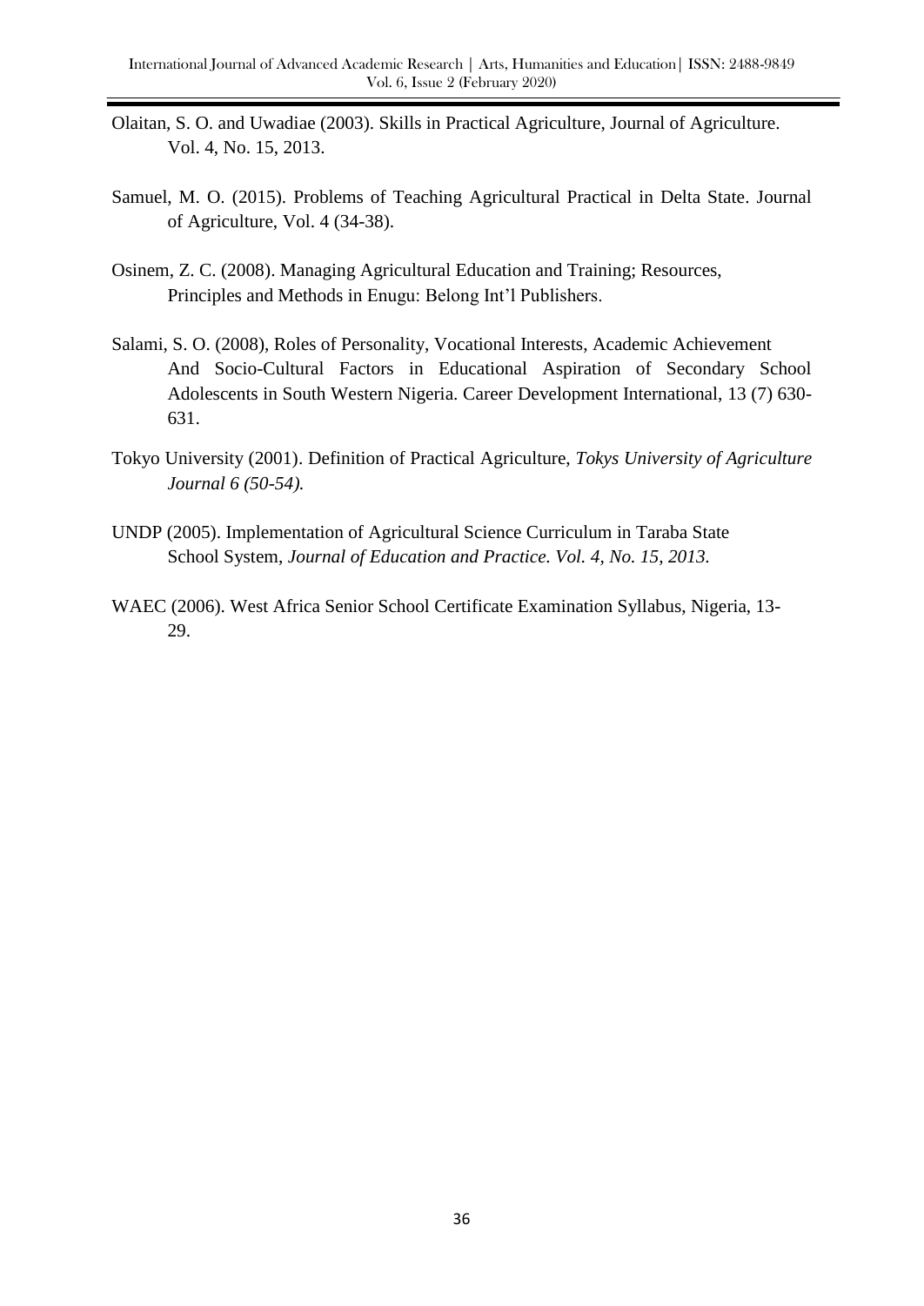Olaitan, S. O. and Uwadiae (2003). Skills in Practical Agriculture, Journal of Agriculture. Vol. 4, No. 15, 2013.

Samuel, M. O. (2015). Problems of Teaching Agricultural Practical in Delta State. Journal of Agriculture, Vol. 4 (34-38).

Osinem, Z. C. (2008). Managing Agricultural Education and Training; Resources, Principles and Methods in Enugu: Belong Int'l Publishers.

Salami, S. O. (2008), Roles of Personality, Vocational Interests, Academic Achievement And Socio-Cultural Factors in Educational Aspiration of Secondary School Adolescents in South Western Nigeria. Career Development International, 13 (7) 630-631.

Tokyo University (2001). Definition of Practical Agriculture, *Tokys University of Agriculture Journal 6 (50-54).*

UNDP (2005). Implementation of Agricultural Science Curriculum in Taraba State School System, *Journal of Education and Practice. Vol. 4, No. 15, 2013.*

WAEC (2006). West Africa Senior School Certificate Examination Syllabus, Nigeria, 13-29.